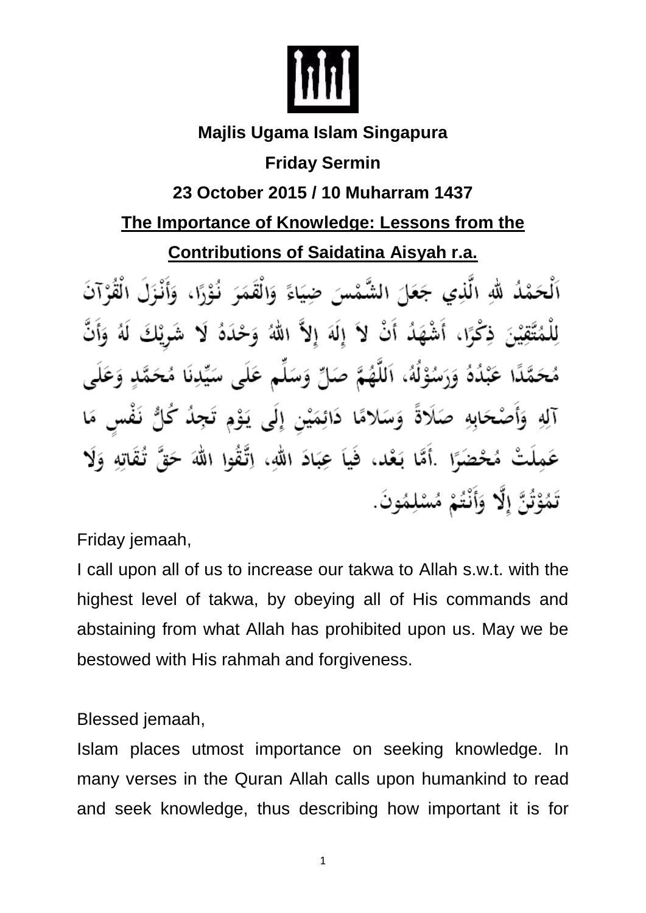**Majlis Ugama Islam Singapura**

**Friday Sermin**

**23 October 2015 / 10 Muharram 1437**

**The Importance of Knowledge: Lessons from the Contributions of Saidatina Aisyah r.a.**

اَلْحَمْدُ للهِ الَّذِي جَعَلَ الشَّمْسَ ضِيَاءً وَالْقَمَرَ نُوْرًا، وَأَنْزَلَ الْقُرْآنَ لِلْمُتَّقِيْنَ ذِكْرًا، أَشْهَدُ أَنْ لاَ إِلَهَ إِلاَّ اللهُ وَحْدَهُ لاَ شَرِيْكَ لَهُ وَأَنَّ مُحَمَّدًا عَبْدُهُ وَرَسُوْلُهُ، اَللَّهُمَّ صَلِّ وَسَلِّم عَلَى سَيِّدِنَا مُحَمَّدٍ وَعَلَى آلِهِ وَأَصْحَابِهِ صَلاَةً وَسَلاَمًا دَائِمَيْنِ إِلَى يَوْمِ تَجِدُ كُلُّ نَفْسٍ مَا عَمِلَتْ مُحْضَرًا .أَمَّا بَعْد، فَيَا عِبَادَ اللهِ، اِتَّقُوا اللهَ حَقَّ تُقَاتِهِ وَلَا تَمُوْتُنَّ إِلَّا وَأَنْتُمْ مُسْلِمُونَ.

Friday jemaah,

I call upon all of us to increase our takwa to Allah s.w.t. with the highest level of takwa, by obeying all of His commands and abstaining from what Allah has prohibited upon us. May we be bestowed with His rahmah and forgiveness.

Blessed jemaah,

Islam places utmost importance on seeking knowledge. In many verses in the Quran Allah calls upon humankind to read and seek knowledge, thus describing how important it is for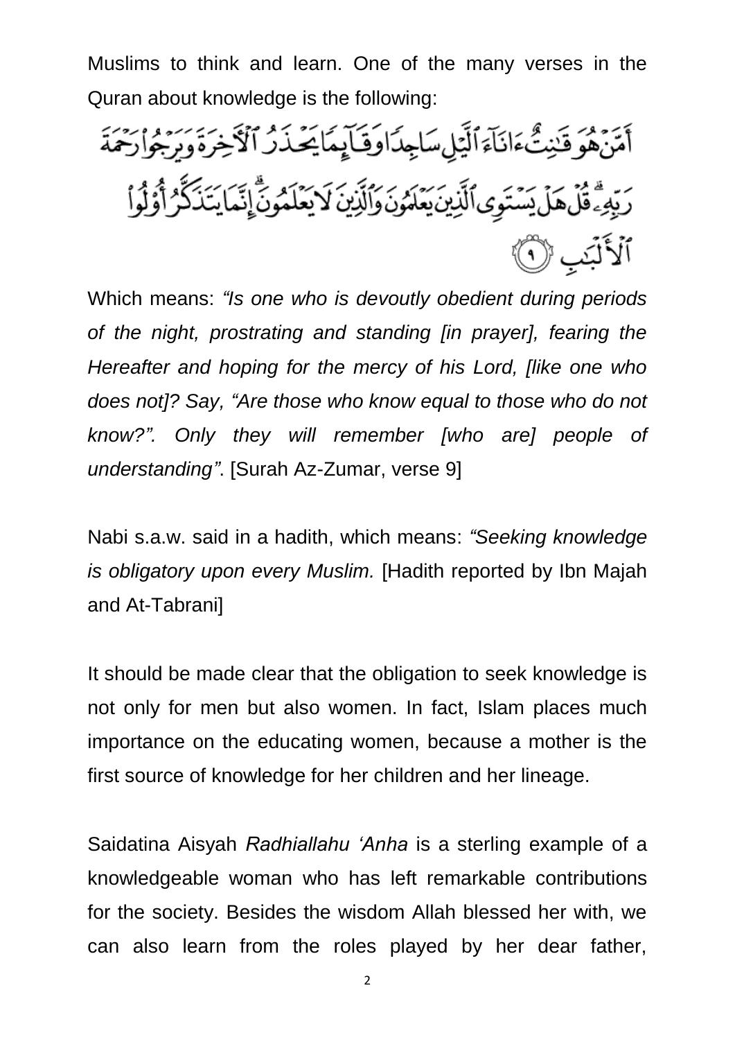Muslims to think and learn. One of the many verses in the Quran about knowledge is the following:

أَمَّنْ هُوَ قَٰنِتٌ ءَانَآءَ ٱلَّيْلِ سَاجِدًا وَقَآئِمًا يَحْذَرُ ٱلْءَاخِرَةَ وَيَرْجُوا۟ رَحْمَةَ رَبِّهِۦ ۗ قُلْ هَلْ يَسْتَوِى ٱلَّذِينَ يَعْلَمُونَ وَٱلَّذِينَ لَا يَعْلَمُونَ ۗ إِنَّمَا يَتَذَكَّرُ أُو۟لُوا۟ ٱلْأَلْبَٰبِ ﴿٩﴾

Which means: *"Is one who is devoutly obedient during periods of the night, prostrating and standing [in prayer], fearing the Hereafter and hoping for the mercy of his Lord, [like one who does not]? Say, "Are those who know equal to those who do not know?". Only they will remember [who are] people of understanding"*. [Surah Az-Zumar, verse 9]

Nabi s.a.w. said in a hadith, which means: *"Seeking knowledge is obligatory upon every Muslim.* [Hadith reported by Ibn Majah and At-Tabrani]

It should be made clear that the obligation to seek knowledge is not only for men but also women. In fact, Islam places much importance on the educating women, because a mother is the first source of knowledge for her children and her lineage.

Saidatina Aisyah *Radhiallahu 'Anha* is a sterling example of a knowledgeable woman who has left remarkable contributions for the society. Besides the wisdom Allah blessed her with, we can also learn from the roles played by her dear father,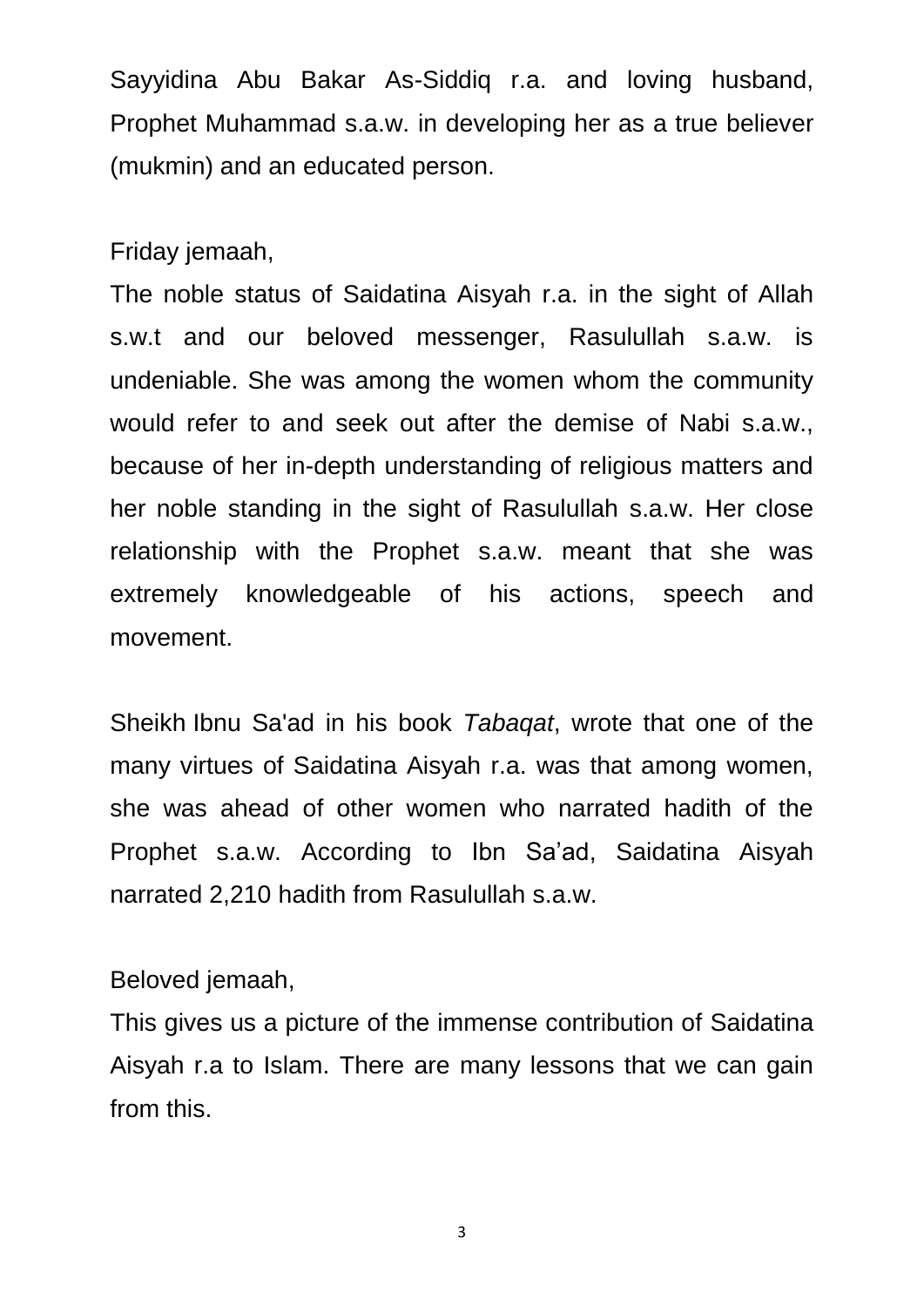Sayyidina Abu Bakar As-Siddiq r.a. and loving husband, Prophet Muhammad s.a.w. in developing her as a true believer (mukmin) and an educated person.

Friday jemaah,

The noble status of Saidatina Aisyah r.a. in the sight of Allah s.w.t and our beloved messenger, Rasulullah s.a.w. is undeniable. She was among the women whom the community would refer to and seek out after the demise of Nabi s.a.w., because of her in-depth understanding of religious matters and her noble standing in the sight of Rasulullah s.a.w. Her close relationship with the Prophet s.a.w. meant that she was extremely knowledgeable of his actions, speech and movement.

Sheikh Ibnu Sa'ad in his book *Tabaqat*, wrote that one of the many virtues of Saidatina Aisyah r.a. was that among women, she was ahead of other women who narrated hadith of the Prophet s.a.w. According to Ibn Sa'ad, Saidatina Aisyah narrated 2,210 hadith from Rasulullah s.a.w.

Beloved jemaah,

This gives us a picture of the immense contribution of Saidatina Aisyah r.a to Islam. There are many lessons that we can gain from this.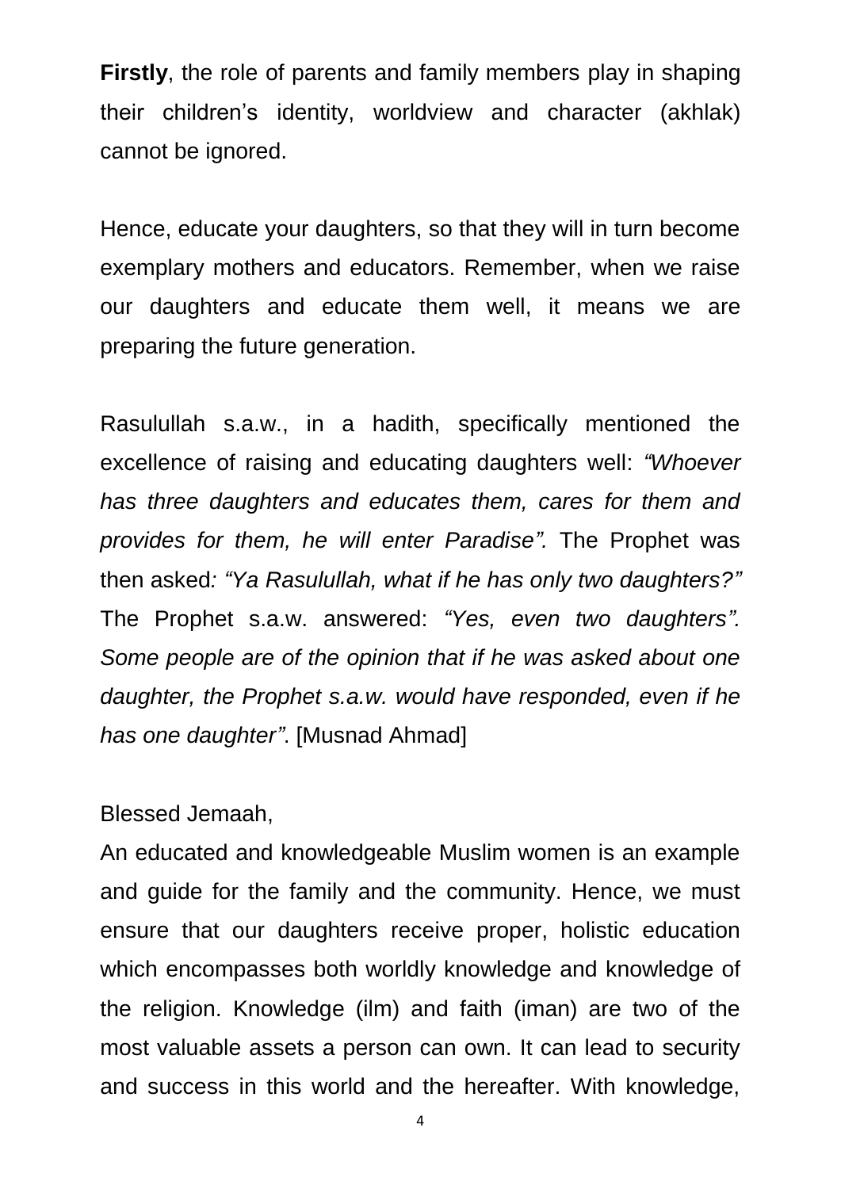**Firstly**, the role of parents and family members play in shaping their children's identity, worldview and character (akhlak) cannot be ignored.

Hence, educate your daughters, so that they will in turn become exemplary mothers and educators. Remember, when we raise our daughters and educate them well, it means we are preparing the future generation.

Rasulullah s.a.w., in a hadith, specifically mentioned the excellence of raising and educating daughters well: *"Whoever has three daughters and educates them, cares for them and provides for them, he will enter Paradise".* The Prophet was then asked*: "Ya Rasulullah, what if he has only two daughters?"* The Prophet s.a.w. answered: *"Yes, even two daughters". Some people are of the opinion that if he was asked about one daughter, the Prophet s.a.w. would have responded, even if he has one daughter"*. [Musnad Ahmad]

Blessed Jemaah,

An educated and knowledgeable Muslim women is an example and guide for the family and the community. Hence, we must ensure that our daughters receive proper, holistic education which encompasses both worldly knowledge and knowledge of the religion. Knowledge (ilm) and faith (iman) are two of the most valuable assets a person can own. It can lead to security and success in this world and the hereafter. With knowledge,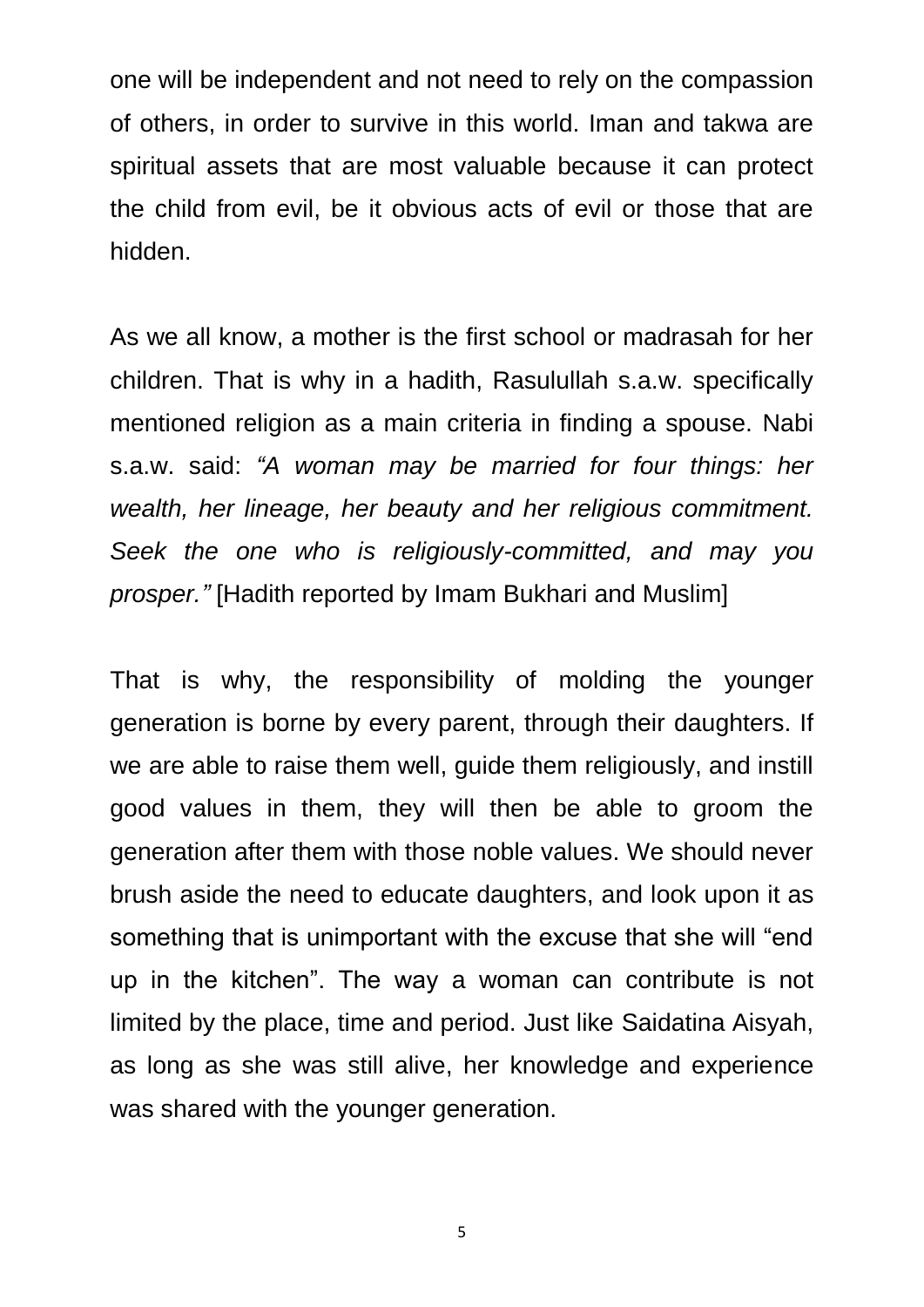one will be independent and not need to rely on the compassion of others, in order to survive in this world. Iman and takwa are spiritual assets that are most valuable because it can protect the child from evil, be it obvious acts of evil or those that are hidden.

As we all know, a mother is the first school or madrasah for her children. That is why in a hadith, Rasulullah s.a.w. specifically mentioned religion as a main criteria in finding a spouse. Nabi s.a.w. said: *"A woman may be married for four things: her wealth, her lineage, her beauty and her religious commitment. Seek the one who is religiously-committed, and may you prosper."* [Hadith reported by Imam Bukhari and Muslim]

That is why, the responsibility of molding the younger generation is borne by every parent, through their daughters. If we are able to raise them well, guide them religiously, and instill good values in them, they will then be able to groom the generation after them with those noble values. We should never brush aside the need to educate daughters, and look upon it as something that is unimportant with the excuse that she will "end up in the kitchen". The way a woman can contribute is not limited by the place, time and period. Just like Saidatina Aisyah, as long as she was still alive, her knowledge and experience was shared with the younger generation.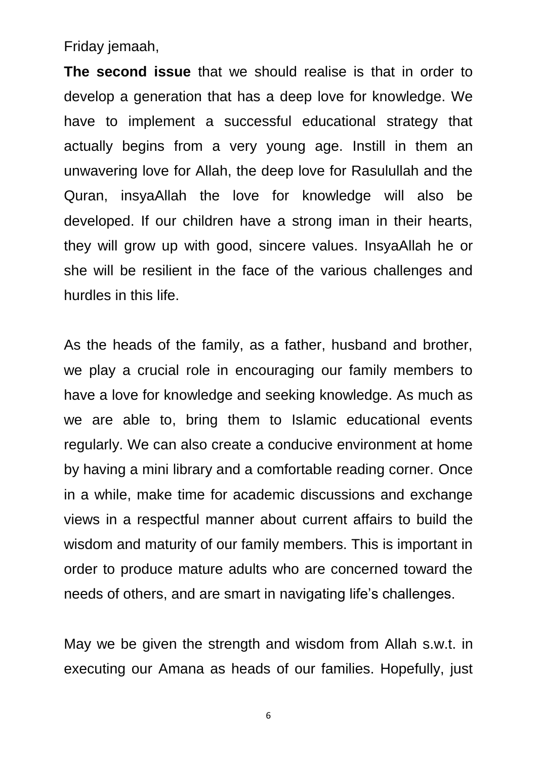Friday jemaah,

**The second issue** that we should realise is that in order to develop a generation that has a deep love for knowledge. We have to implement a successful educational strategy that actually begins from a very young age. Instill in them an unwavering love for Allah, the deep love for Rasulullah and the Quran, insyaAllah the love for knowledge will also be developed. If our children have a strong iman in their hearts, they will grow up with good, sincere values. InsyaAllah he or she will be resilient in the face of the various challenges and hurdles in this life.

As the heads of the family, as a father, husband and brother, we play a crucial role in encouraging our family members to have a love for knowledge and seeking knowledge. As much as we are able to, bring them to Islamic educational events regularly. We can also create a conducive environment at home by having a mini library and a comfortable reading corner. Once in a while, make time for academic discussions and exchange views in a respectful manner about current affairs to build the wisdom and maturity of our family members. This is important in order to produce mature adults who are concerned toward the needs of others, and are smart in navigating life's challenges.

May we be given the strength and wisdom from Allah s.w.t. in executing our Amana as heads of our families. Hopefully, just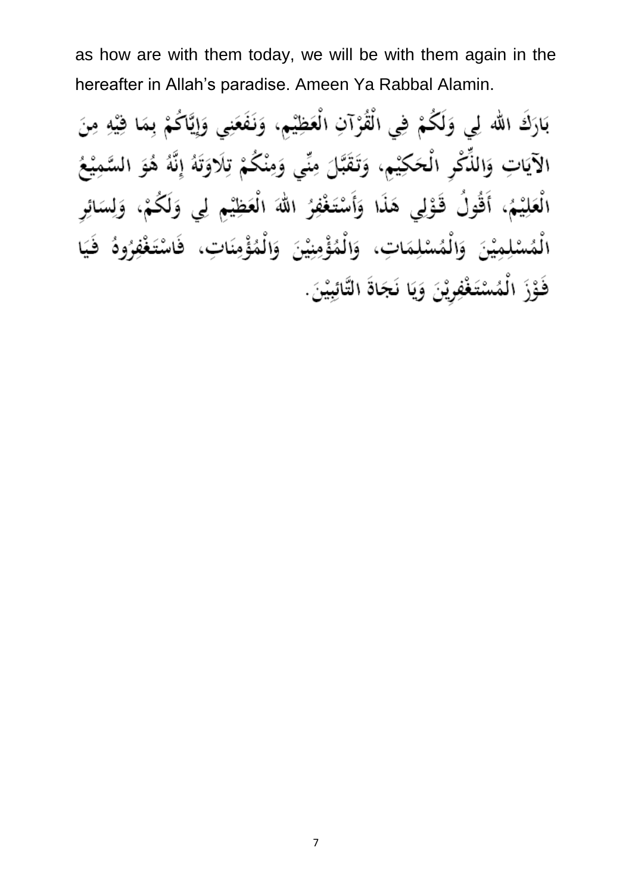as how are with them today, we will be with them again in the hereafter in Allah's paradise. Ameen Ya Rabbal Alamin.

بَارَكَ اللهُ لِي وَلَكُمْ فِي الْقُرْآنِ الْعَظِيْمِ، وَنَفَعَنِي وَإِيَّاكُمْ بِمَا فِيْهِ مِنَ الآيَاتِ وَالذِّكْرِ الْحَكِيْمِ، وَتَقَبَّلَ مِنِّي وَمِنْكُمْ تِلَاوَتَهُ إِنَّهُ هُوَ السَّمِيْعُ الْعَلِيْمُ، أَقُوْلُ قَوْلِي هَذَا وَأَسْتَغْفِرُ اللهَ الْعَظِيْمَ لِي وَلَكُمْ، وَلِسَائِرِ الْمُسْلِمِيْنَ وَالْمُسْلِمَاتِ، وَالْمُؤْمِنِيْنَ وَالْمُؤْمِنَاتِ، فَاسْتَغْفِرُوهُ فَيَا فَوْزَ الْمُسْتَغْفِرِيْنَ وَيَا نَجَاةَ التَّائِبِيْنَ.